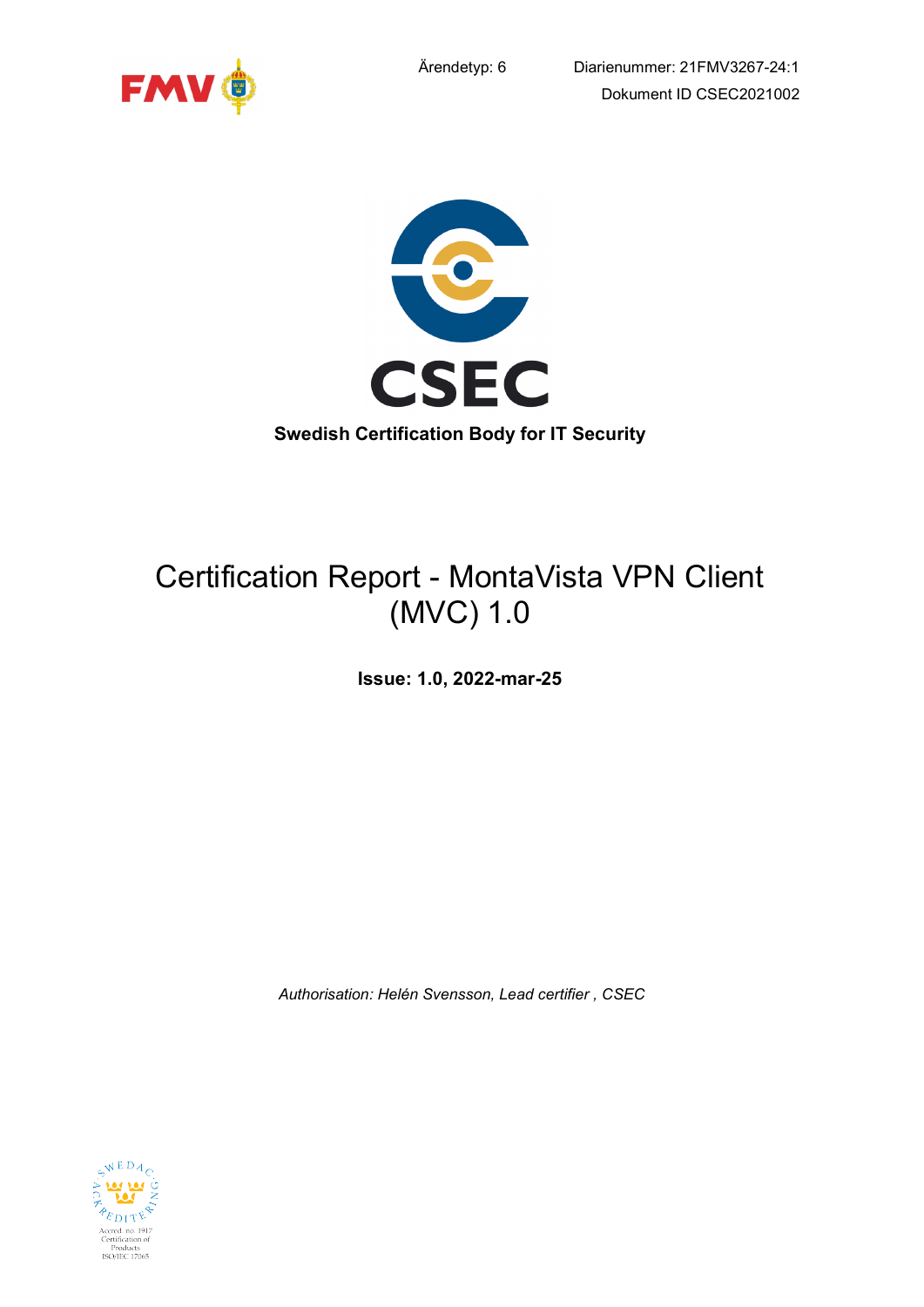Ärendetyp: 6

Diarienummer: 21FMV3267-24:1

Dokument ID CSEC2021002

CSEC

**Swedish Certification Body for IT Security**

# Certification Report - MontaVista VPN Client (MVC) 1.0

**Issue: 1.0, 2022-mar-25**

*Authorisation: Helén Svensson, Lead certifier , CSEC*

SWEDAC ACKREDITERING

Accred. no. 1917
Certification of Products
ISO/IEC 17065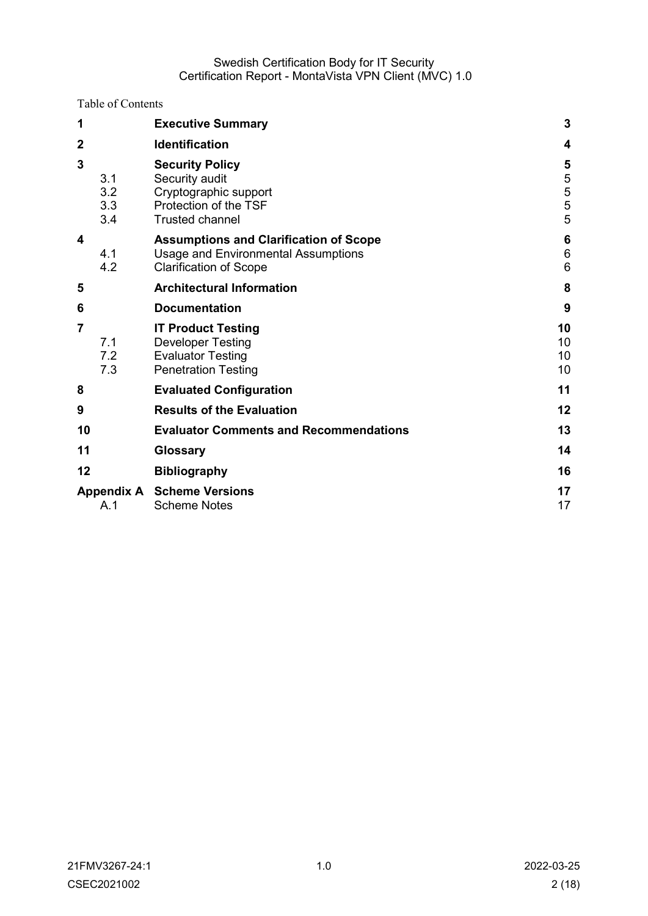Table of Contents

| | | |
|---|---|---|
| **1** | **Executive Summary** | **3** |
| **2** | **Identification** | **4** |
| **3** | **Security Policy** | **5** |
| 3.1 | Security audit | 5 |
| 3.2 | Cryptographic support | 5 |
| 3.3 | Protection of the TSF | 5 |
| 3.4 | Trusted channel | 5 |
| **4** | **Assumptions and Clarification of Scope** | **6** |
| 4.1 | Usage and Environmental Assumptions | 6 |
| 4.2 | Clarification of Scope | 6 |
| **5** | **Architectural Information** | **8** |
| **6** | **Documentation** | **9** |
| **7** | **IT Product Testing** | **10** |
| 7.1 | Developer Testing | 10 |
| 7.2 | Evaluator Testing | 10 |
| 7.3 | Penetration Testing | 10 |
| **8** | **Evaluated Configuration** | **11** |
| **9** | **Results of the Evaluation** | **12** |
| **10** | **Evaluator Comments and Recommendations** | **13** |
| **11** | **Glossary** | **14** |
| **12** | **Bibliography** | **16** |
| **Appendix A** | **Scheme Versions** | **17** |
| A.1 | Scheme Notes | 17 |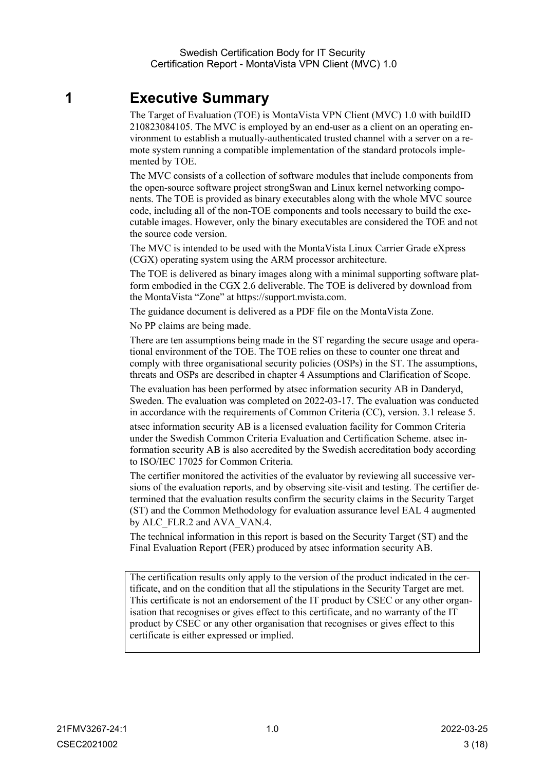# 1 Executive Summary

The Target of Evaluation (TOE) is MontaVista VPN Client (MVC) 1.0 with buildID 210823084105. The MVC is employed by an end-user as a client on an operating environment to establish a mutually-authenticated trusted channel with a server on a remote system running a compatible implementation of the standard protocols implemented by TOE.

The MVC consists of a collection of software modules that include components from the open-source software project strongSwan and Linux kernel networking components. The TOE is provided as binary executables along with the whole MVC source code, including all of the non-TOE components and tools necessary to build the executable images. However, only the binary executables are considered the TOE and not the source code version.

The MVC is intended to be used with the MontaVista Linux Carrier Grade eXpress (CGX) operating system using the ARM processor architecture.

The TOE is delivered as binary images along with a minimal supporting software platform embodied in the CGX 2.6 deliverable. The TOE is delivered by download from the MontaVista "Zone" at https://support.mvista.com.

The guidance document is delivered as a PDF file on the MontaVista Zone.

No PP claims are being made.

There are ten assumptions being made in the ST regarding the secure usage and operational environment of the TOE. The TOE relies on these to counter one threat and comply with three organisational security policies (OSPs) in the ST. The assumptions, threats and OSPs are described in chapter 4 Assumptions and Clarification of Scope.

The evaluation has been performed by atsec information security AB in Danderyd, Sweden. The evaluation was completed on 2022-03-17. The evaluation was conducted in accordance with the requirements of Common Criteria (CC), version. 3.1 release 5.

atsec information security AB is a licensed evaluation facility for Common Criteria under the Swedish Common Criteria Evaluation and Certification Scheme. atsec information security AB is also accredited by the Swedish accreditation body according to ISO/IEC 17025 for Common Criteria.

The certifier monitored the activities of the evaluator by reviewing all successive versions of the evaluation reports, and by observing site-visit and testing. The certifier determined that the evaluation results confirm the security claims in the Security Target (ST) and the Common Methodology for evaluation assurance level EAL 4 augmented by ALC_FLR.2 and AVA_VAN.4.

The technical information in this report is based on the Security Target (ST) and the Final Evaluation Report (FER) produced by atsec information security AB.

The certification results only apply to the version of the product indicated in the certificate, and on the condition that all the stipulations in the Security Target are met. This certificate is not an endorsement of the IT product by CSEC or any other organisation that recognises or gives effect to this certificate, and no warranty of the IT product by CSEC or any other organisation that recognises or gives effect to this certificate is either expressed or implied.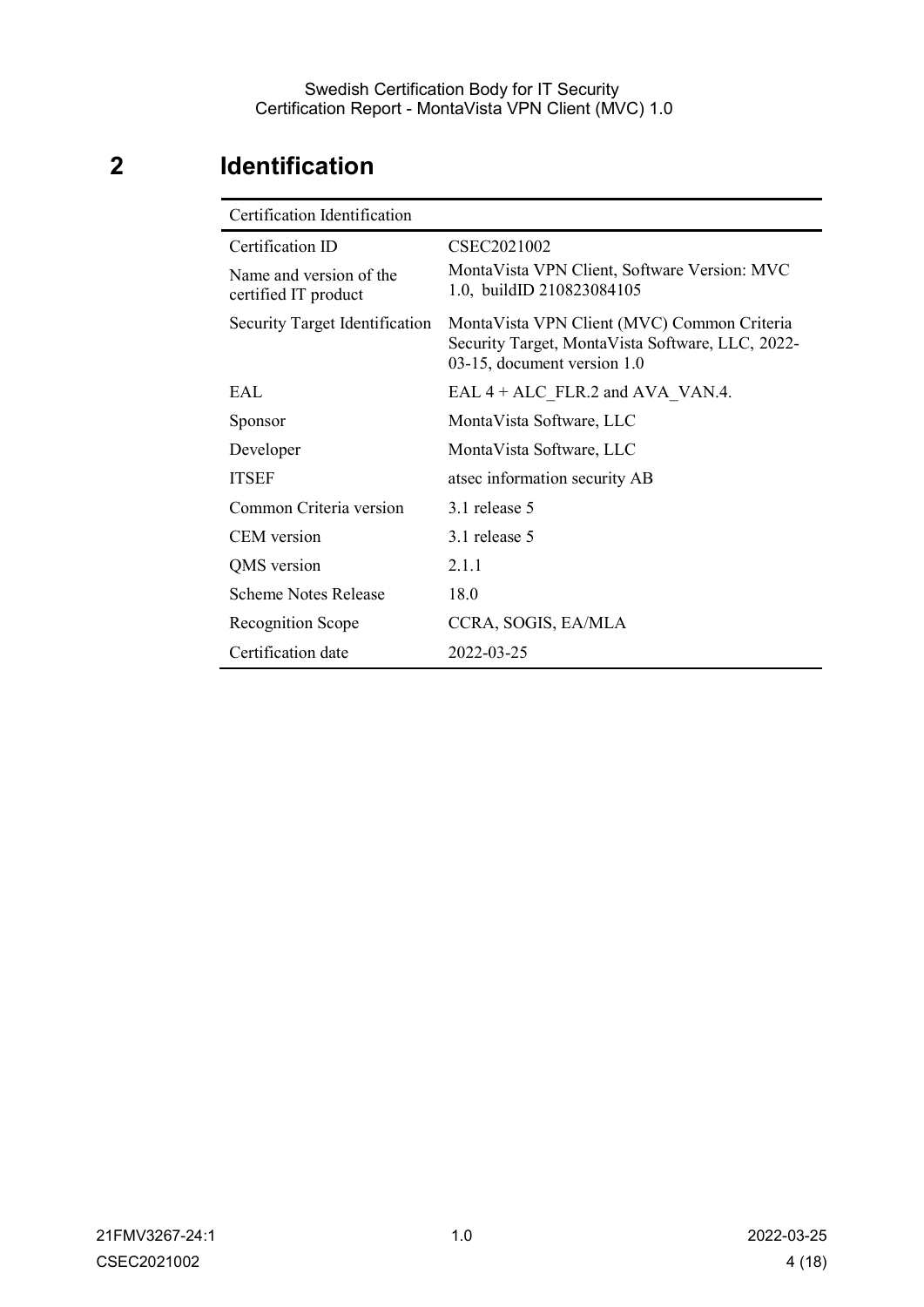# 2 Identification

| Certification Identification | |
|---|---|
| Certification ID | CSEC2021002 |
| Name and version of the certified IT product | MontaVista VPN Client, Software Version: MVC 1.0, buildID 210823084105 |
| Security Target Identification | MontaVista VPN Client (MVC) Common Criteria Security Target, MontaVista Software, LLC, 2022-03-15, document version 1.0 |
| EAL | EAL 4 + ALC_FLR.2 and AVA_VAN.4. |
| Sponsor | MontaVista Software, LLC |
| Developer | MontaVista Software, LLC |
| ITSEF | atsec information security AB |
| Common Criteria version | 3.1 release 5 |
| CEM version | 3.1 release 5 |
| QMS version | 2.1.1 |
| Scheme Notes Release | 18.0 |
| Recognition Scope | CCRA, SOGIS, EA/MLA |
| Certification date | 2022-03-25 |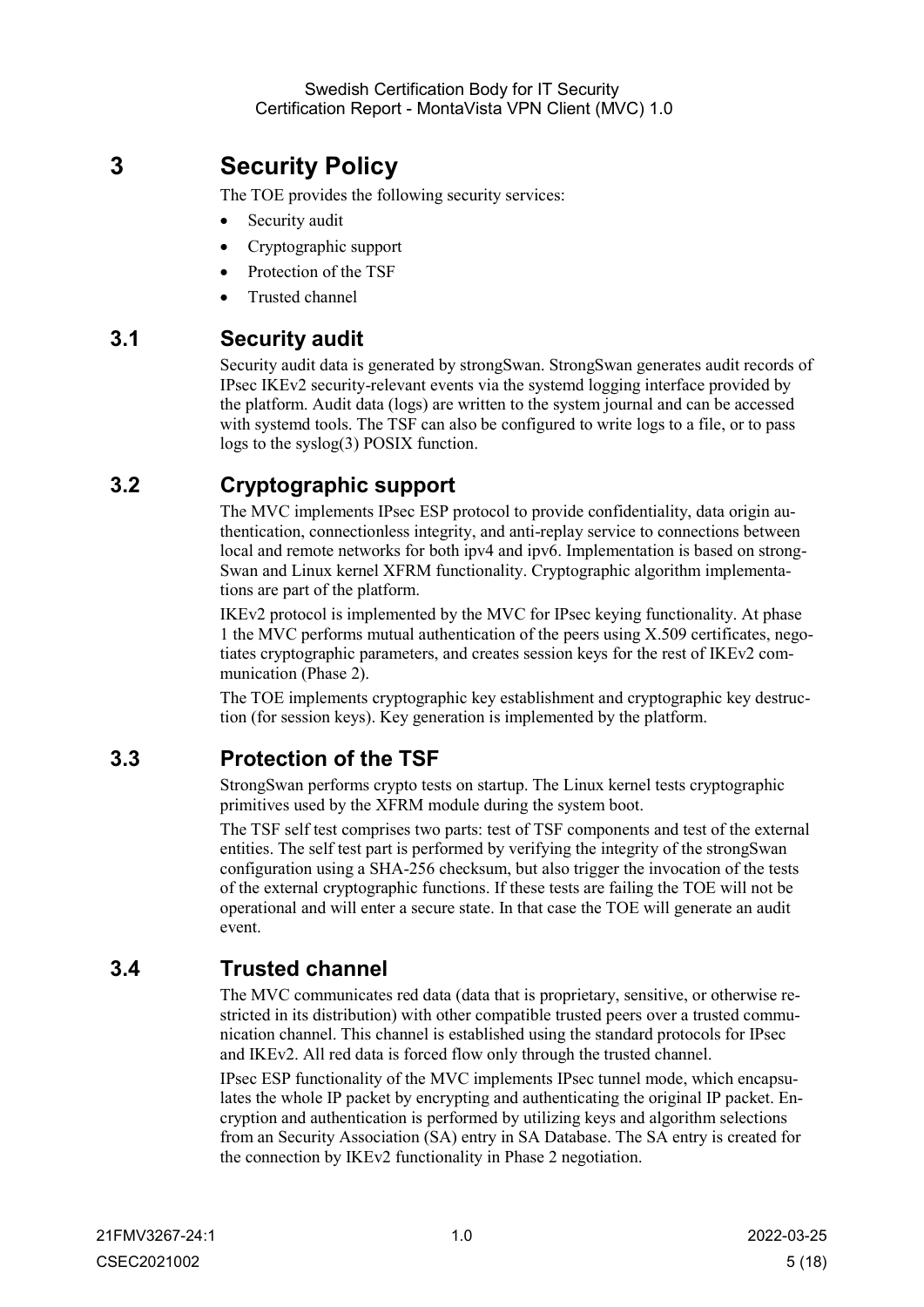# 3 Security Policy

The TOE provides the following security services:

- Security audit
- Cryptographic support
- Protection of the TSF
- Trusted channel

## 3.1 Security audit

Security audit data is generated by strongSwan. StrongSwan generates audit records of IPsec IKEv2 security-relevant events via the systemd logging interface provided by the platform. Audit data (logs) are written to the system journal and can be accessed with systemd tools. The TSF can also be configured to write logs to a file, or to pass logs to the syslog(3) POSIX function.

## 3.2 Cryptographic support

The MVC implements IPsec ESP protocol to provide confidentiality, data origin authentication, connectionless integrity, and anti-replay service to connections between local and remote networks for both ipv4 and ipv6. Implementation is based on strongSwan and Linux kernel XFRM functionality. Cryptographic algorithm implementations are part of the platform.

IKEv2 protocol is implemented by the MVC for IPsec keying functionality. At phase 1 the MVC performs mutual authentication of the peers using X.509 certificates, negotiates cryptographic parameters, and creates session keys for the rest of IKEv2 communication (Phase 2).

The TOE implements cryptographic key establishment and cryptographic key destruction (for session keys). Key generation is implemented by the platform.

## 3.3 Protection of the TSF

StrongSwan performs crypto tests on startup. The Linux kernel tests cryptographic primitives used by the XFRM module during the system boot.

The TSF self test comprises two parts: test of TSF components and test of the external entities. The self test part is performed by verifying the integrity of the strongSwan configuration using a SHA-256 checksum, but also trigger the invocation of the tests of the external cryptographic functions. If these tests are failing the TOE will not be operational and will enter a secure state. In that case the TOE will generate an audit event.

## 3.4 Trusted channel

The MVC communicates red data (data that is proprietary, sensitive, or otherwise restricted in its distribution) with other compatible trusted peers over a trusted communication channel. This channel is established using the standard protocols for IPsec and IKEv2. All red data is forced flow only through the trusted channel.

IPsec ESP functionality of the MVC implements IPsec tunnel mode, which encapsulates the whole IP packet by encrypting and authenticating the original IP packet. Encryption and authentication is performed by utilizing keys and algorithm selections from an Security Association (SA) entry in SA Database. The SA entry is created for the connection by IKEv2 functionality in Phase 2 negotiation.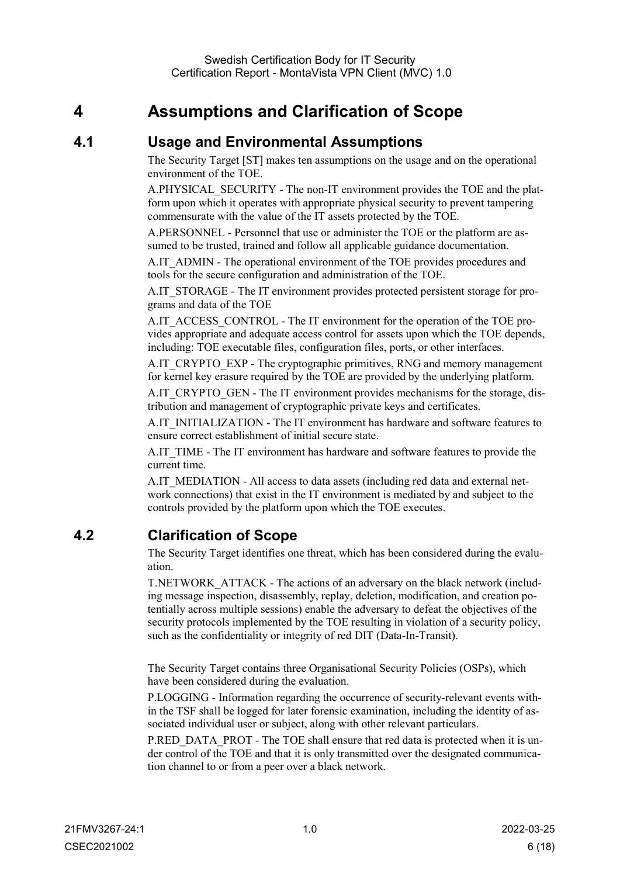# 4 Assumptions and Clarification of Scope

## 4.1 Usage and Environmental Assumptions

The Security Target [ST] makes ten assumptions on the usage and on the operational environment of the TOE.

A.PHYSICAL_SECURITY - The non-IT environment provides the TOE and the platform upon which it operates with appropriate physical security to prevent tampering commensurate with the value of the IT assets protected by the TOE.

A.PERSONNEL - Personnel that use or administer the TOE or the platform are assumed to be trusted, trained and follow all applicable guidance documentation.

A.IT_ADMIN - The operational environment of the TOE provides procedures and tools for the secure configuration and administration of the TOE.

A.IT_STORAGE - The IT environment provides protected persistent storage for programs and data of the TOE

A.IT_ACCESS_CONTROL - The IT environment for the operation of the TOE provides appropriate and adequate access control for assets upon which the TOE depends, including: TOE executable files, configuration files, ports, or other interfaces.

A.IT_CRYPTO_EXP - The cryptographic primitives, RNG and memory management for kernel key erasure required by the TOE are provided by the underlying platform.

A.IT_CRYPTO_GEN - The IT environment provides mechanisms for the storage, distribution and management of cryptographic private keys and certificates.

A.IT_INITIALIZATION - The IT environment has hardware and software features to ensure correct establishment of initial secure state.

A.IT_TIME - The IT environment has hardware and software features to provide the current time.

A.IT_MEDIATION - All access to data assets (including red data and external network connections) that exist in the IT environment is mediated by and subject to the controls provided by the platform upon which the TOE executes.

## 4.2 Clarification of Scope

The Security Target identifies one threat, which has been considered during the evaluation.

T.NETWORK_ATTACK - The actions of an adversary on the black network (including message inspection, disassembly, replay, deletion, modification, and creation potentially across multiple sessions) enable the adversary to defeat the objectives of the security protocols implemented by the TOE resulting in violation of a security policy, such as the confidentiality or integrity of red DIT (Data-In-Transit).

The Security Target contains three Organisational Security Policies (OSPs), which have been considered during the evaluation.

P.LOGGING - Information regarding the occurrence of security-relevant events within the TSF shall be logged for later forensic examination, including the identity of associated individual user or subject, along with other relevant particulars.

P.RED_DATA_PROT - The TOE shall ensure that red data is protected when it is under control of the TOE and that it is only transmitted over the designated communication channel to or from a peer over a black network.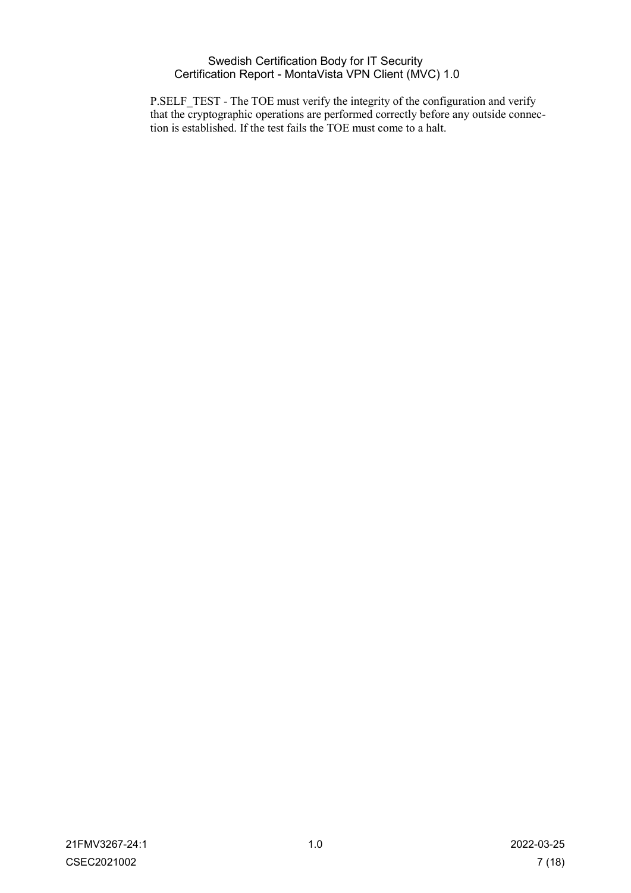P.SELF_TEST - The TOE must verify the integrity of the configuration and verify that the cryptographic operations are performed correctly before any outside connection is established. If the test fails the TOE must come to a halt.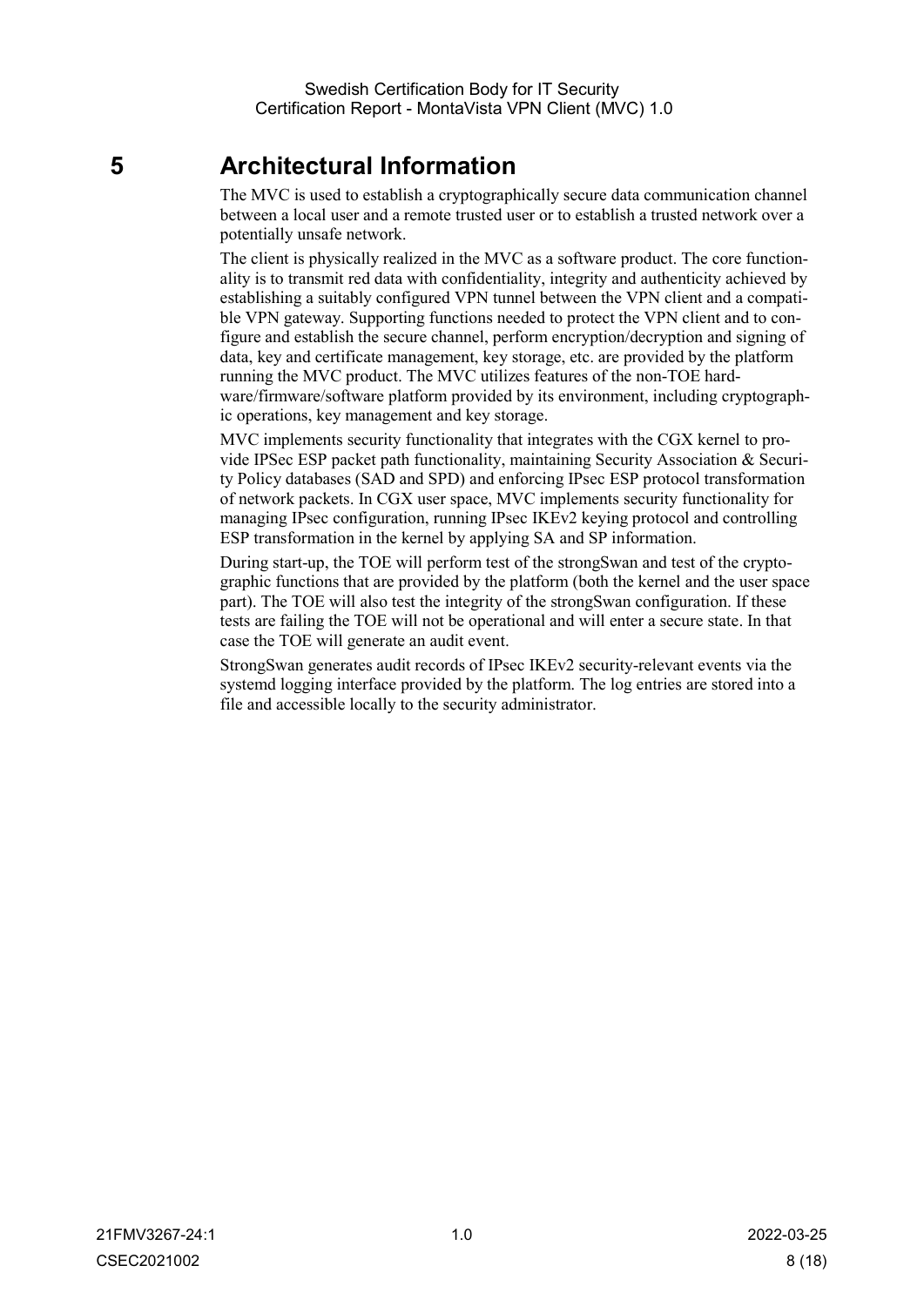# 5 Architectural Information

The MVC is used to establish a cryptographically secure data communication channel between a local user and a remote trusted user or to establish a trusted network over a potentially unsafe network.

The client is physically realized in the MVC as a software product. The core functionality is to transmit red data with confidentiality, integrity and authenticity achieved by establishing a suitably configured VPN tunnel between the VPN client and a compatible VPN gateway. Supporting functions needed to protect the VPN client and to configure and establish the secure channel, perform encryption/decryption and signing of data, key and certificate management, key storage, etc. are provided by the platform running the MVC product. The MVC utilizes features of the non-TOE hardware/firmware/software platform provided by its environment, including cryptographic operations, key management and key storage.

MVC implements security functionality that integrates with the CGX kernel to provide IPSec ESP packet path functionality, maintaining Security Association & Security Policy databases (SAD and SPD) and enforcing IPsec ESP protocol transformation of network packets. In CGX user space, MVC implements security functionality for managing IPsec configuration, running IPsec IKEv2 keying protocol and controlling ESP transformation in the kernel by applying SA and SP information.

During start-up, the TOE will perform test of the strongSwan and test of the cryptographic functions that are provided by the platform (both the kernel and the user space part). The TOE will also test the integrity of the strongSwan configuration. If these tests are failing the TOE will not be operational and will enter a secure state. In that case the TOE will generate an audit event.

StrongSwan generates audit records of IPsec IKEv2 security-relevant events via the systemd logging interface provided by the platform. The log entries are stored into a file and accessible locally to the security administrator.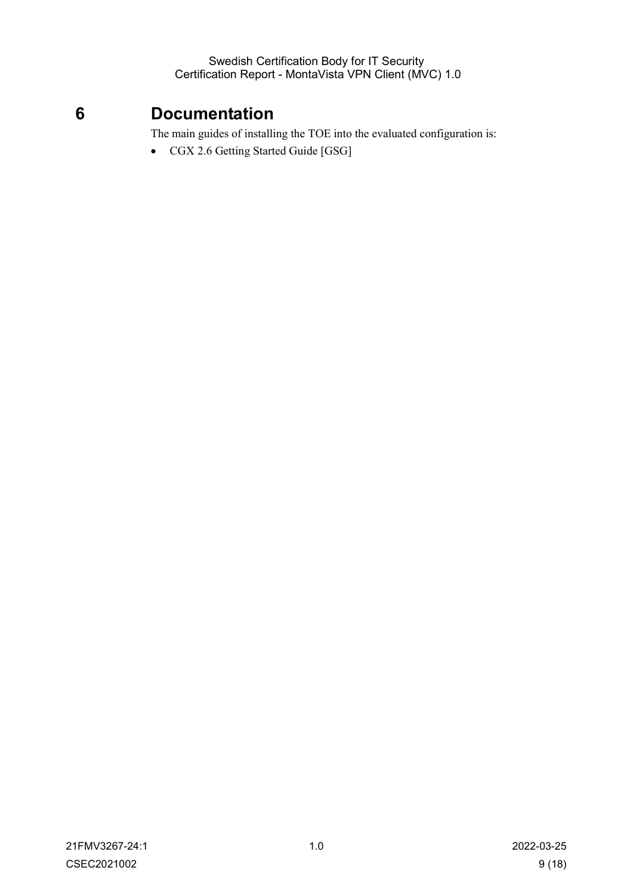# 6 Documentation

The main guides of installing the TOE into the evaluated configuration is:

- CGX 2.6 Getting Started Guide [GSG]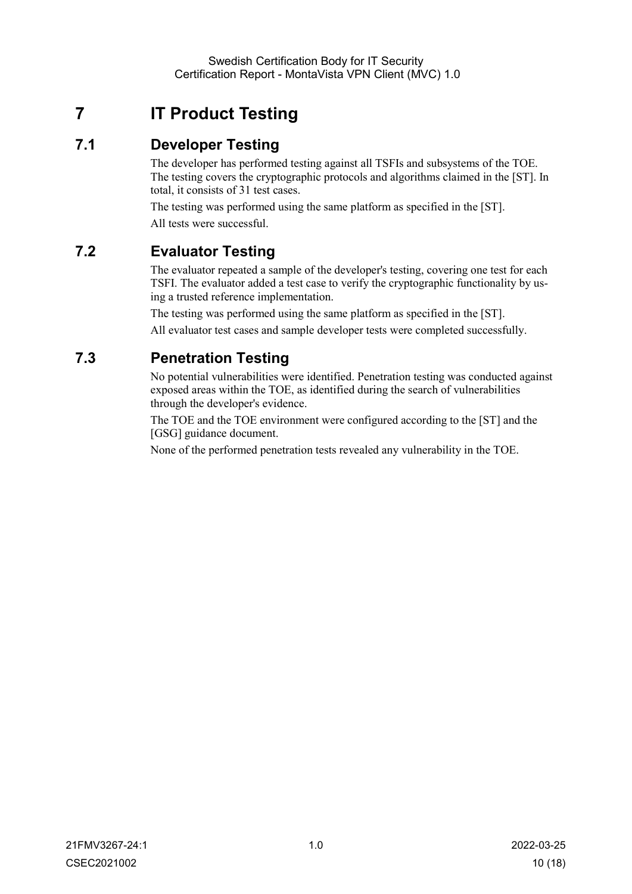# 7 IT Product Testing

## 7.1 Developer Testing

The developer has performed testing against all TSFIs and subsystems of the TOE. The testing covers the cryptographic protocols and algorithms claimed in the [ST]. In total, it consists of 31 test cases.

The testing was performed using the same platform as specified in the [ST].

All tests were successful.

## 7.2 Evaluator Testing

The evaluator repeated a sample of the developer's testing, covering one test for each TSFI. The evaluator added a test case to verify the cryptographic functionality by using a trusted reference implementation.

The testing was performed using the same platform as specified in the [ST].

All evaluator test cases and sample developer tests were completed successfully.

## 7.3 Penetration Testing

No potential vulnerabilities were identified. Penetration testing was conducted against exposed areas within the TOE, as identified during the search of vulnerabilities through the developer's evidence.

The TOE and the TOE environment were configured according to the [ST] and the [GSG] guidance document.

None of the performed penetration tests revealed any vulnerability in the TOE.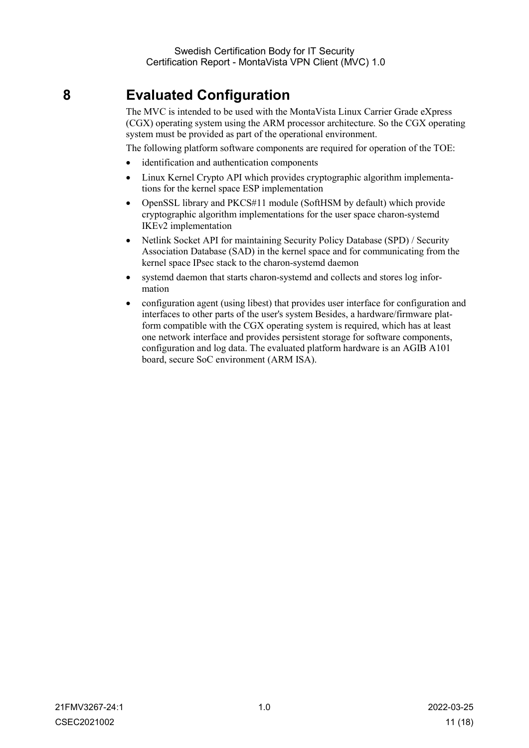# 8 Evaluated Configuration

The MVC is intended to be used with the MontaVista Linux Carrier Grade eXpress (CGX) operating system using the ARM processor architecture. So the CGX operating system must be provided as part of the operational environment.

The following platform software components are required for operation of the TOE:

- identification and authentication components
- Linux Kernel Crypto API which provides cryptographic algorithm implementations for the kernel space ESP implementation
- OpenSSL library and PKCS#11 module (SoftHSM by default) which provide cryptographic algorithm implementations for the user space charon-systemd IKEv2 implementation
- Netlink Socket API for maintaining Security Policy Database (SPD) / Security Association Database (SAD) in the kernel space and for communicating from the kernel space IPsec stack to the charon-systemd daemon
- systemd daemon that starts charon-systemd and collects and stores log information
- configuration agent (using libest) that provides user interface for configuration and interfaces to other parts of the user's system Besides, a hardware/firmware platform compatible with the CGX operating system is required, which has at least one network interface and provides persistent storage for software components, configuration and log data. The evaluated platform hardware is an AGIB A101 board, secure SoC environment (ARM ISA).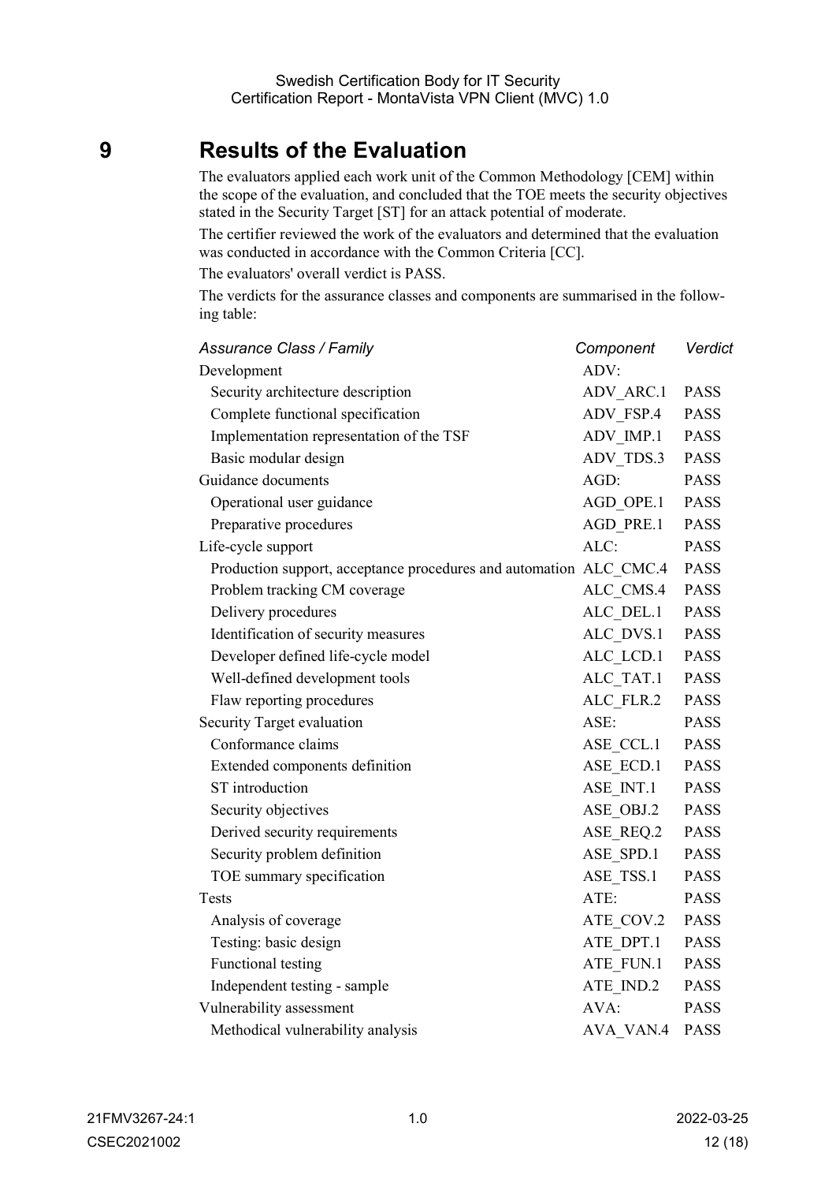# 9 Results of the Evaluation

The evaluators applied each work unit of the Common Methodology [CEM] within the scope of the evaluation, and concluded that the TOE meets the security objectives stated in the Security Target [ST] for an attack potential of moderate.

The certifier reviewed the work of the evaluators and determined that the evaluation was conducted in accordance with the Common Criteria [CC].

The evaluators' overall verdict is PASS.

The verdicts for the assurance classes and components are summarised in the following table:

| *Assurance Class / Family* | *Component* | *Verdict* |
|---|---|---|
| Development | ADV: | |
| Security architecture description | ADV_ARC.1 | PASS |
| Complete functional specification | ADV_FSP.4 | PASS |
| Implementation representation of the TSF | ADV_IMP.1 | PASS |
| Basic modular design | ADV_TDS.3 | PASS |
| Guidance documents | AGD: | PASS |
| Operational user guidance | AGD_OPE.1 | PASS |
| Preparative procedures | AGD_PRE.1 | PASS |
| Life-cycle support | ALC: | PASS |
| Production support, acceptance procedures and automation | ALC_CMC.4 | PASS |
| Problem tracking CM coverage | ALC_CMS.4 | PASS |
| Delivery procedures | ALC_DEL.1 | PASS |
| Identification of security measures | ALC_DVS.1 | PASS |
| Developer defined life-cycle model | ALC_LCD.1 | PASS |
| Well-defined development tools | ALC_TAT.1 | PASS |
| Flaw reporting procedures | ALC_FLR.2 | PASS |
| Security Target evaluation | ASE: | PASS |
| Conformance claims | ASE_CCL.1 | PASS |
| Extended components definition | ASE_ECD.1 | PASS |
| ST introduction | ASE_INT.1 | PASS |
| Security objectives | ASE_OBJ.2 | PASS |
| Derived security requirements | ASE_REQ.2 | PASS |
| Security problem definition | ASE_SPD.1 | PASS |
| TOE summary specification | ASE_TSS.1 | PASS |
| Tests | ATE: | PASS |
| Analysis of coverage | ATE_COV.2 | PASS |
| Testing: basic design | ATE_DPT.1 | PASS |
| Functional testing | ATE_FUN.1 | PASS |
| Independent testing - sample | ATE_IND.2 | PASS |
| Vulnerability assessment | AVA: | PASS |
| Methodical vulnerability analysis | AVA_VAN.4 | PASS |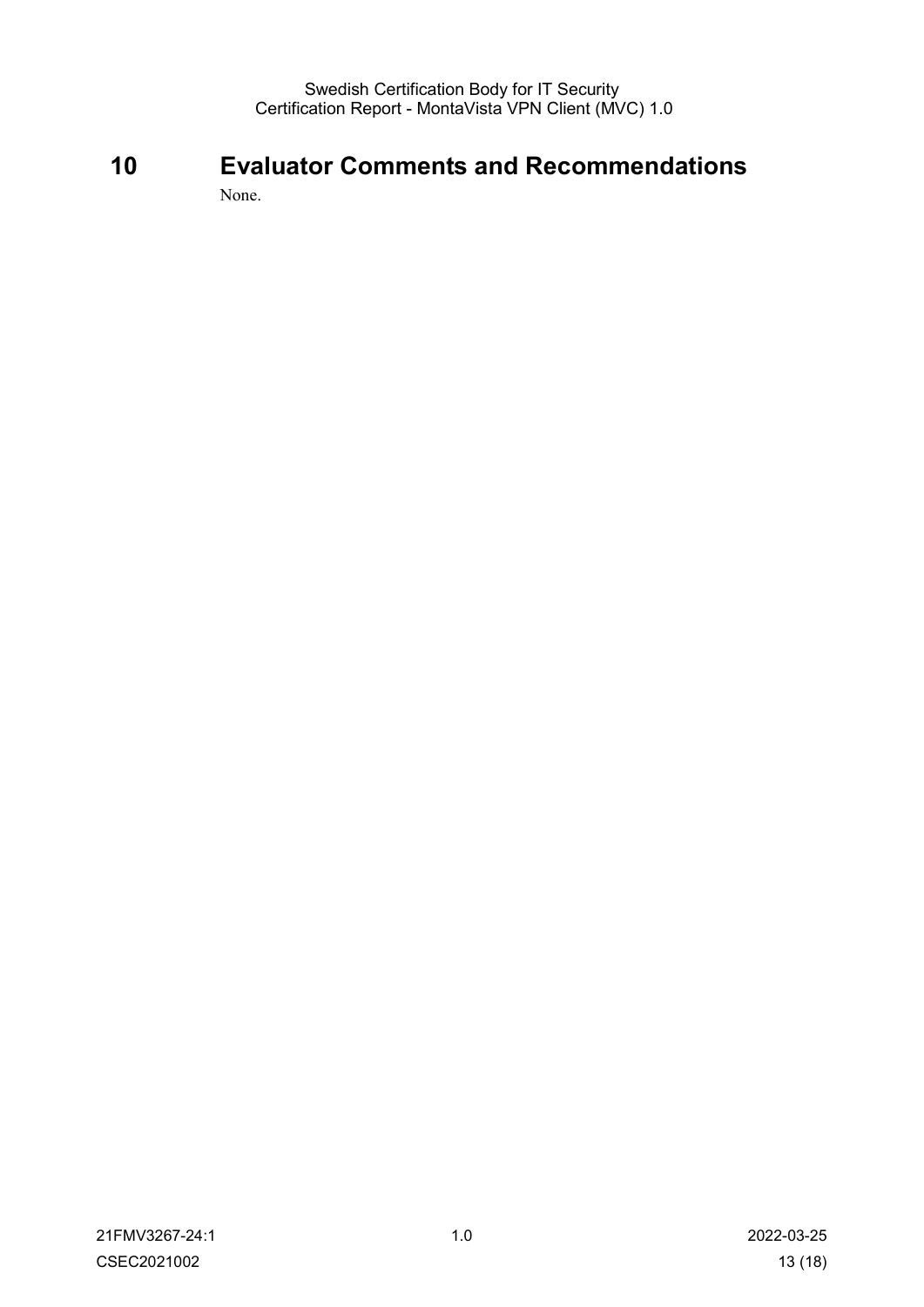# 10 Evaluator Comments and Recommendations

None.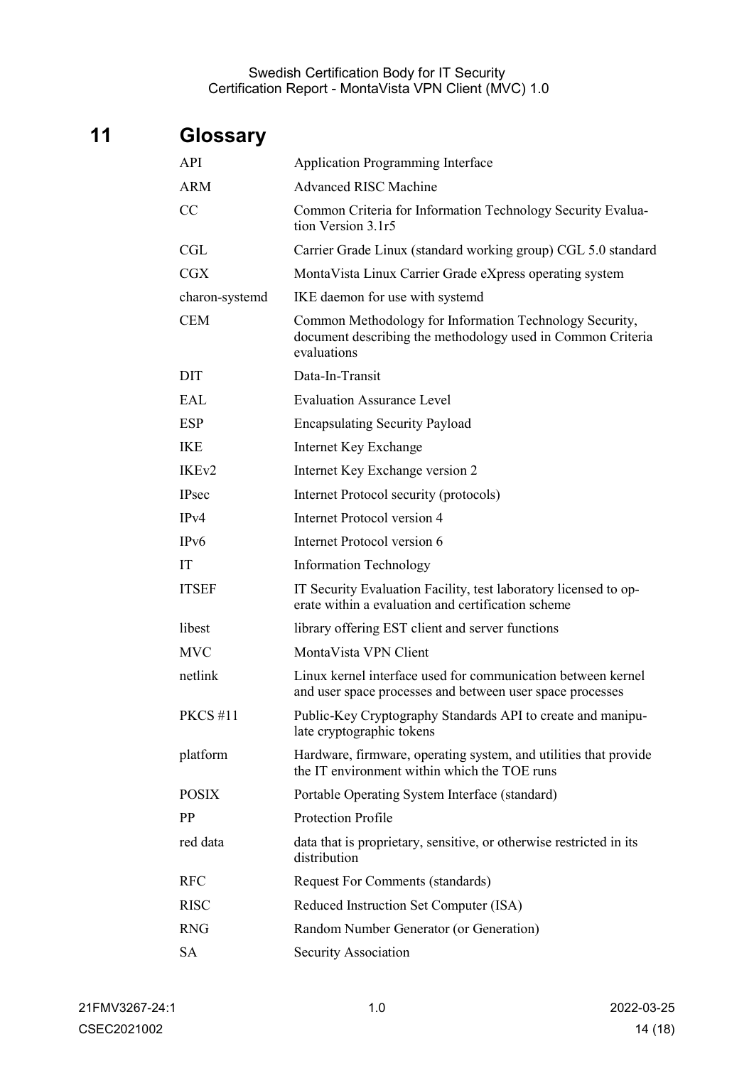# 11 Glossary

| | |
|---|---|
| API | Application Programming Interface |
| ARM | Advanced RISC Machine |
| CC | Common Criteria for Information Technology Security Evaluation Version 3.1r5 |
| CGL | Carrier Grade Linux (standard working group) CGL 5.0 standard |
| CGX | MontaVista Linux Carrier Grade eXpress operating system |
| charon-systemd | IKE daemon for use with systemd |
| CEM | Common Methodology for Information Technology Security, document describing the methodology used in Common Criteria evaluations |
| DIT | Data-In-Transit |
| EAL | Evaluation Assurance Level |
| ESP | Encapsulating Security Payload |
| IKE | Internet Key Exchange |
| IKEv2 | Internet Key Exchange version 2 |
| IPsec | Internet Protocol security (protocols) |
| IPv4 | Internet Protocol version 4 |
| IPv6 | Internet Protocol version 6 |
| IT | Information Technology |
| ITSEF | IT Security Evaluation Facility, test laboratory licensed to operate within a evaluation and certification scheme |
| libest | library offering EST client and server functions |
| MVC | MontaVista VPN Client |
| netlink | Linux kernel interface used for communication between kernel and user space processes and between user space processes |
| PKCS #11 | Public-Key Cryptography Standards API to create and manipulate cryptographic tokens |
| platform | Hardware, firmware, operating system, and utilities that provide the IT environment within which the TOE runs |
| POSIX | Portable Operating System Interface (standard) |
| PP | Protection Profile |
| red data | data that is proprietary, sensitive, or otherwise restricted in its distribution |
| RFC | Request For Comments (standards) |
| RISC | Reduced Instruction Set Computer (ISA) |
| RNG | Random Number Generator (or Generation) |
| SA | Security Association |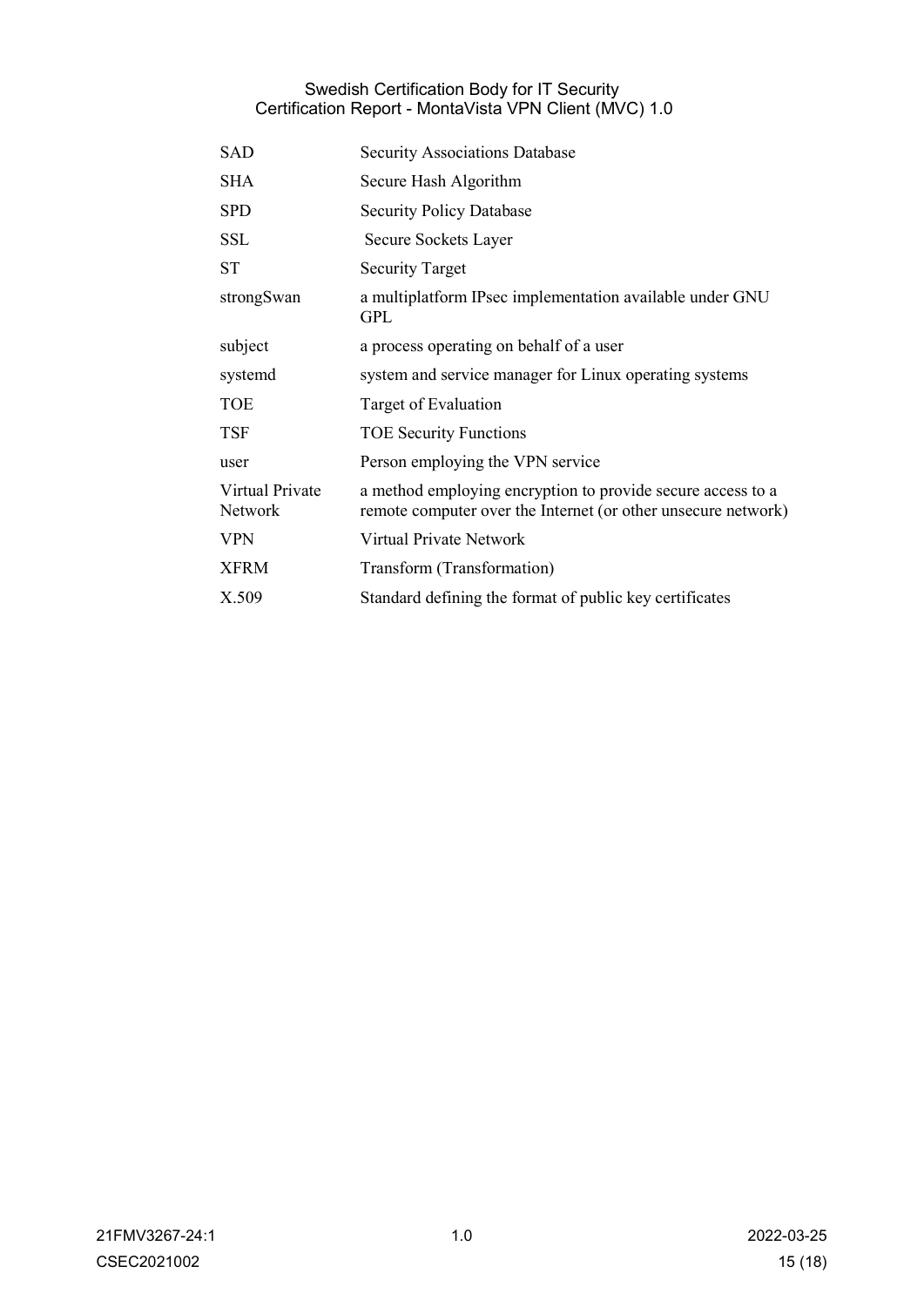| | |
|---|---|
| SAD | Security Associations Database |
| SHA | Secure Hash Algorithm |
| SPD | Security Policy Database |
| SSL | Secure Sockets Layer |
| ST | Security Target |
| strongSwan | a multiplatform IPsec implementation available under GNU GPL |
| subject | a process operating on behalf of a user |
| systemd | system and service manager for Linux operating systems |
| TOE | Target of Evaluation |
| TSF | TOE Security Functions |
| user | Person employing the VPN service |
| Virtual Private Network | a method employing encryption to provide secure access to a remote computer over the Internet (or other unsecure network) |
| VPN | Virtual Private Network |
| XFRM | Transform (Transformation) |
| X.509 | Standard defining the format of public key certificates |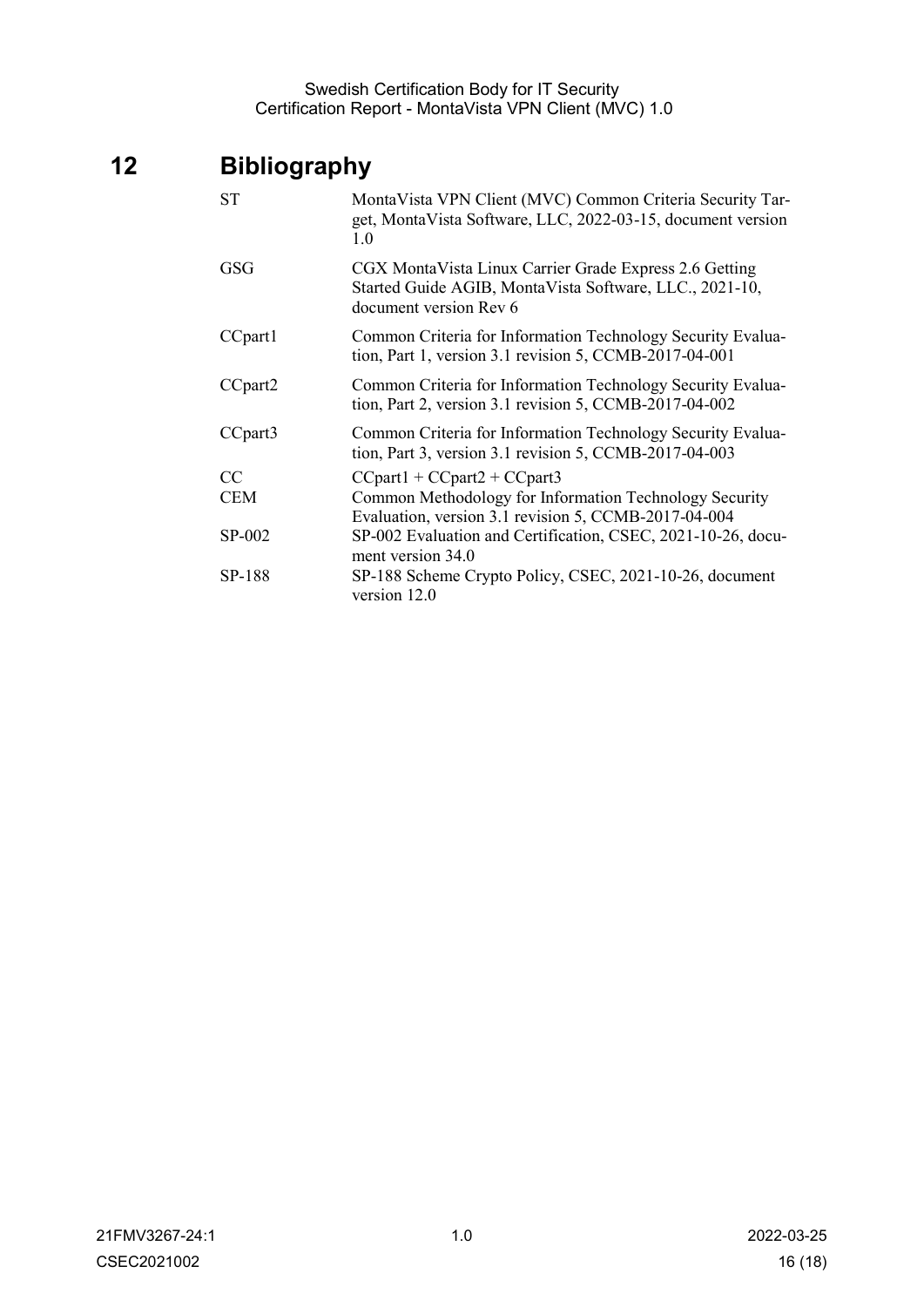# 12 Bibliography

| | |
|---|---|
| ST | MontaVista VPN Client (MVC) Common Criteria Security Target, MontaVista Software, LLC, 2022-03-15, document version 1.0 |
| GSG | CGX MontaVista Linux Carrier Grade Express 2.6 Getting Started Guide AGIB, MontaVista Software, LLC., 2021-10, document version Rev 6 |
| CCpart1 | Common Criteria for Information Technology Security Evaluation, Part 1, version 3.1 revision 5, CCMB-2017-04-001 |
| CCpart2 | Common Criteria for Information Technology Security Evaluation, Part 2, version 3.1 revision 5, CCMB-2017-04-002 |
| CCpart3 | Common Criteria for Information Technology Security Evaluation, Part 3, version 3.1 revision 5, CCMB-2017-04-003 |
| CC | CCpart1 + CCpart2 + CCpart3 |
| CEM | Common Methodology for Information Technology Security Evaluation, version 3.1 revision 5, CCMB-2017-04-004 |
| SP-002 | SP-002 Evaluation and Certification, CSEC, 2021-10-26, document version 34.0 |
| SP-188 | SP-188 Scheme Crypto Policy, CSEC, 2021-10-26, document version 12.0 |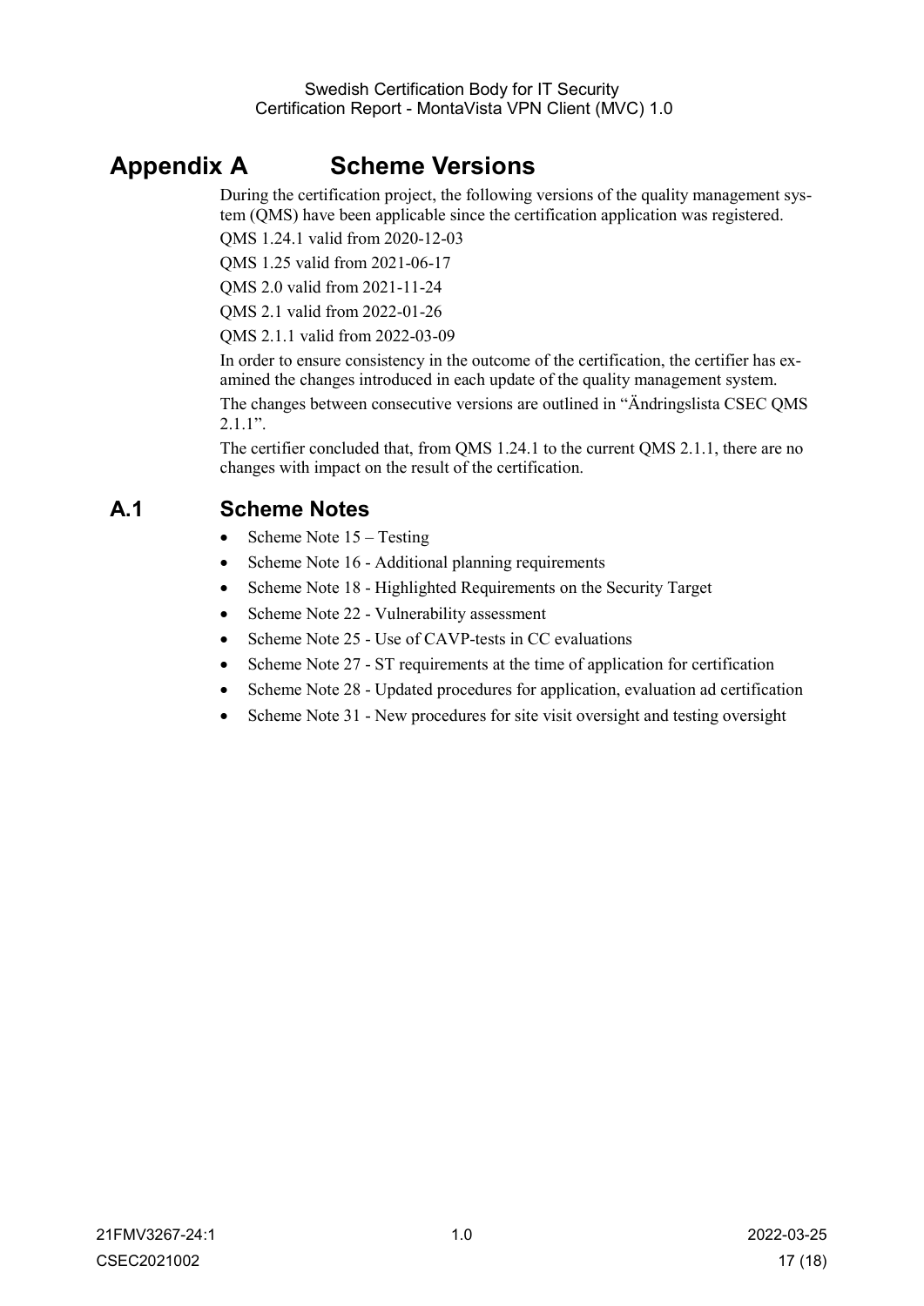# Appendix A Scheme Versions

During the certification project, the following versions of the quality management system (QMS) have been applicable since the certification application was registered.

QMS 1.24.1 valid from 2020-12-03

QMS 1.25 valid from 2021-06-17

QMS 2.0 valid from 2021-11-24

QMS 2.1 valid from 2022-01-26

QMS 2.1.1 valid from 2022-03-09

In order to ensure consistency in the outcome of the certification, the certifier has examined the changes introduced in each update of the quality management system.

The changes between consecutive versions are outlined in "Ändringslista CSEC QMS 2.1.1".

The certifier concluded that, from QMS 1.24.1 to the current QMS 2.1.1, there are no changes with impact on the result of the certification.

## A.1 Scheme Notes

- Scheme Note 15 – Testing
- Scheme Note 16 - Additional planning requirements
- Scheme Note 18 - Highlighted Requirements on the Security Target
- Scheme Note 22 - Vulnerability assessment
- Scheme Note 25 - Use of CAVP-tests in CC evaluations
- Scheme Note 27 - ST requirements at the time of application for certification
- Scheme Note 28 - Updated procedures for application, evaluation ad certification
- Scheme Note 31 - New procedures for site visit oversight and testing oversight